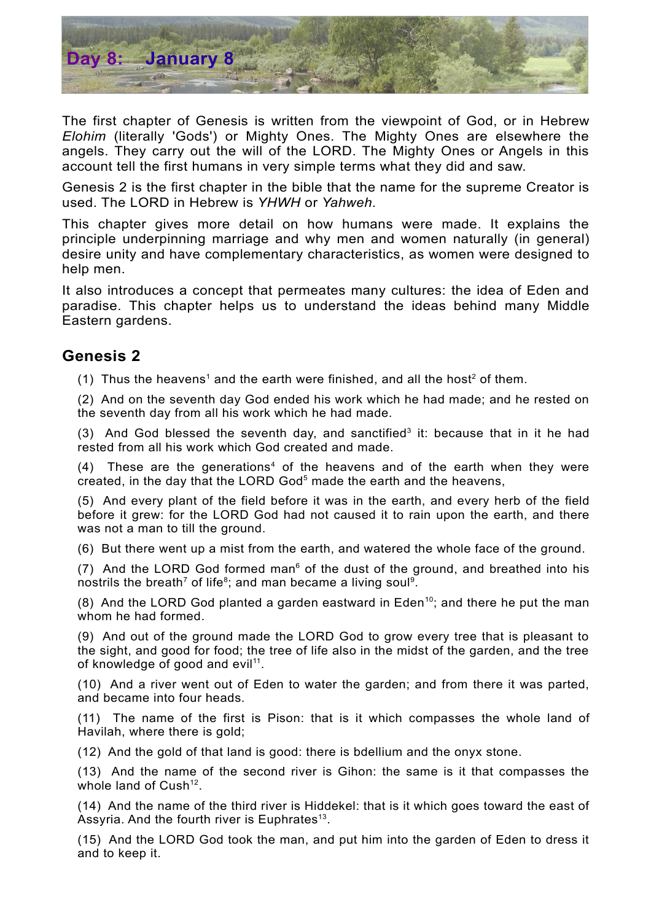# Day 8: January 8

The first chapter of Genesis is written from the viewpoint of God, or in Hebrew *Elohim* (literally 'Gods') or Mighty Ones. The Mighty Ones are elsewhere the angels. They carry out the will of the LORD. The Mighty Ones or Angels in this account tell the first humans in very simple terms what they did and saw.

Genesis 2 is the first chapter in the bible that the name for the supreme Creator is used. The LORD in Hebrew is *YHWH* or *Yahweh.*

This chapter gives more detail on how humans were made. It explains the principle underpinning marriage and why men and women naturally (in general) desire unity and have complementary characteristics, as women were designed to help men.

It also introduces a concept that permeates many cultures: the idea of Eden and paradise. This chapter helps us to understand the ideas behind many Middle Eastern gardens.

## Genesis 2

(1) Thus the heavens[1] and the earth were finished, and all the host[2] of them.

(2) And on the seventh day God ended his work which he had made; and he rested on the seventh day from all his work which he had made.

(3) And God blessed the seventh day, and sanctified[3] it: because that in it he had rested from all his work which God created and made.

(4) These are the generations[4] of the heavens and of the earth when they were created, in the day that the LORD God[5] made the earth and the heavens,

(5) And every plant of the field before it was in the earth, and every herb of the field before it grew: for the LORD God had not caused it to rain upon the earth, and there was not a man to till the ground.

(6) But there went up a mist from the earth, and watered the whole face of the ground.

(7) And the LORD God formed man[6] of the dust of the ground, and breathed into his nostrils the breath[7] of life[8]; and man became a living soul[9].

(8) And the LORD God planted a garden eastward in Eden[10]; and there he put the man whom he had formed.

(9) And out of the ground made the LORD God to grow every tree that is pleasant to the sight, and good for food; the tree of life also in the midst of the garden, and the tree of knowledge of good and evil[11].

(10) And a river went out of Eden to water the garden; and from there it was parted, and became into four heads.

(11) The name of the first is Pison: that is it which compasses the whole land of Havilah, where there is gold;

(12) And the gold of that land is good: there is bdellium and the onyx stone.

(13) And the name of the second river is Gihon: the same is it that compasses the whole land of Cush[12].

(14) And the name of the third river is Hiddekel: that is it which goes toward the east of Assyria. And the fourth river is Euphrates[13].

(15) And the LORD God took the man, and put him into the garden of Eden to dress it and to keep it.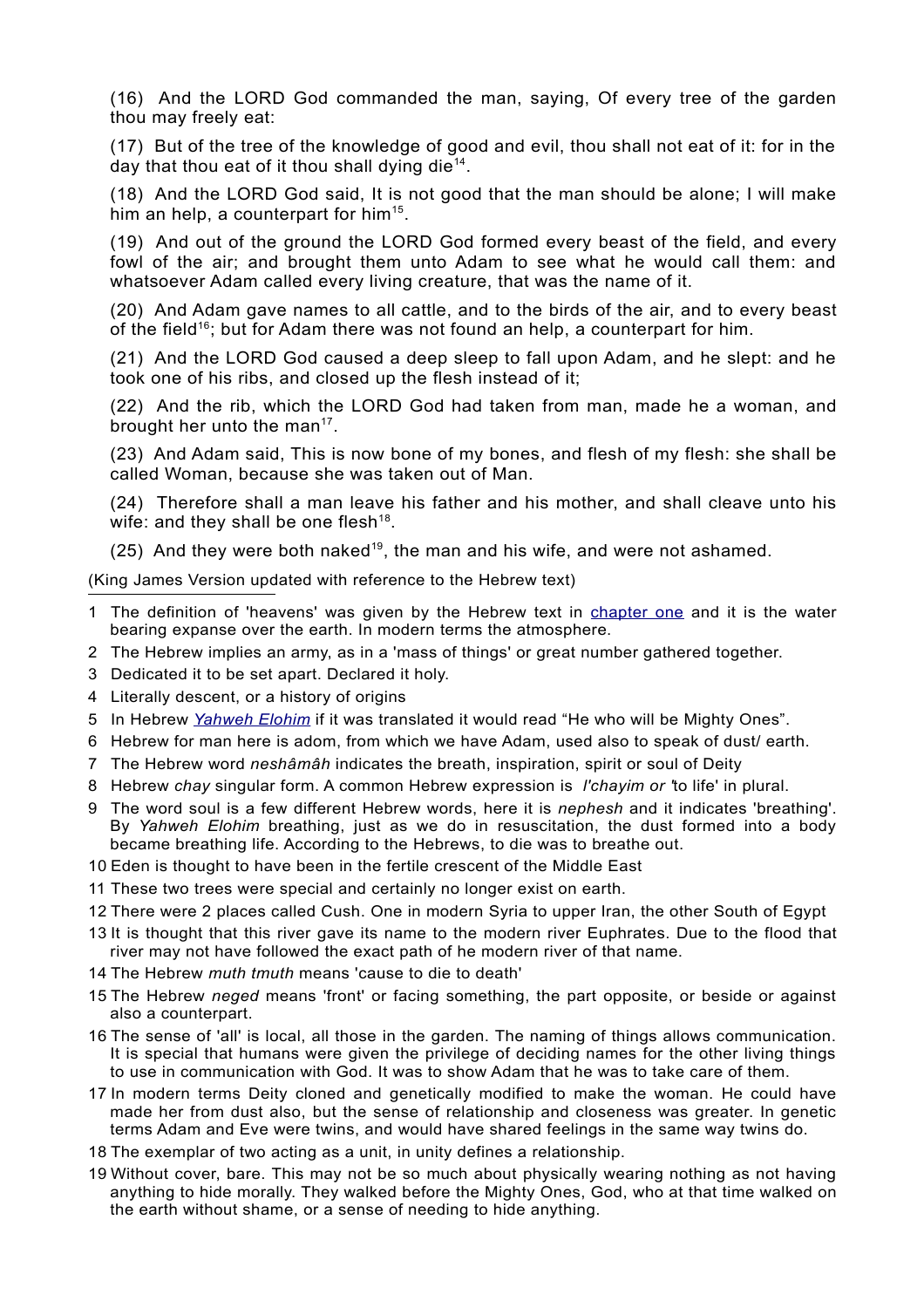(16) And the LORD God commanded the man, saying, Of every tree of the garden thou may freely eat:

(17) But of the tree of the knowledge of good and evil, thou shall not eat of it: for in the day that thou eat of it thou shall dying die[14].

(18) And the LORD God said, It is not good that the man should be alone; I will make him an help, a counterpart for him[15].

(19) And out of the ground the LORD God formed every beast of the field, and every fowl of the air; and brought them unto Adam to see what he would call them: and whatsoever Adam called every living creature, that was the name of it.

(20) And Adam gave names to all cattle, and to the birds of the air, and to every beast of the field[16]; but for Adam there was not found an help, a counterpart for him.

(21) And the LORD God caused a deep sleep to fall upon Adam, and he slept: and he took one of his ribs, and closed up the flesh instead of it;

(22) And the rib, which the LORD God had taken from man, made he a woman, and brought her unto the man[17].

(23) And Adam said, This is now bone of my bones, and flesh of my flesh: she shall be called Woman, because she was taken out of Man.

(24) Therefore shall a man leave his father and his mother, and shall cleave unto his wife: and they shall be one flesh[18].

(25) And they were both naked[19], the man and his wife, and were not ashamed.

(King James Version updated with reference to the Hebrew text)

---

1. The definition of 'heavens' was given by the Hebrew text in chapter one and it is the water bearing expanse over the earth. In modern terms the atmosphere.
2. The Hebrew implies an army, as in a 'mass of things' or great number gathered together.
3. Dedicated it to be set apart. Declared it holy.
4. Literally descent, or a history of origins
5. In Hebrew *Yahweh Elohim* if it was translated it would read “He who will be Mighty Ones”.
6. Hebrew for man here is adom, from which we have Adam, used also to speak of dust/ earth.
7. The Hebrew word *neshâmâh* indicates the breath, inspiration, spirit or soul of Deity
8. Hebrew *chay* singular form. A common Hebrew expression is *l'chayim or '*to life' in plural.
9. The word soul is a few different Hebrew words, here it is *nephesh* and it indicates 'breathing'. By *Yahweh Elohim* breathing, just as we do in resuscitation, the dust formed into a body became breathing life. According to the Hebrews, to die was to breathe out.
10. Eden is thought to have been in the fertile crescent of the Middle East
11. These two trees were special and certainly no longer exist on earth.
12. There were 2 places called Cush. One in modern Syria to upper Iran, the other South of Egypt
13. It is thought that this river gave its name to the modern river Euphrates. Due to the flood that river may not have followed the exact path of he modern river of that name.
14. The Hebrew *muth tmuth* means 'cause to die to death'
15. The Hebrew *neged* means 'front' or facing something, the part opposite, or beside or against also a counterpart.
16. The sense of 'all' is local, all those in the garden. The naming of things allows communication. It is special that humans were given the privilege of deciding names for the other living things to use in communication with God. It was to show Adam that he was to take care of them.
17. In modern terms Deity cloned and genetically modified to make the woman. He could have made her from dust also, but the sense of relationship and closeness was greater. In genetic terms Adam and Eve were twins, and would have shared feelings in the same way twins do.
18. The exemplar of two acting as a unit, in unity defines a relationship.
19. Without cover, bare. This may not be so much about physically wearing nothing as not having anything to hide morally. They walked before the Mighty Ones, God, who at that time walked on the earth without shame, or a sense of needing to hide anything.